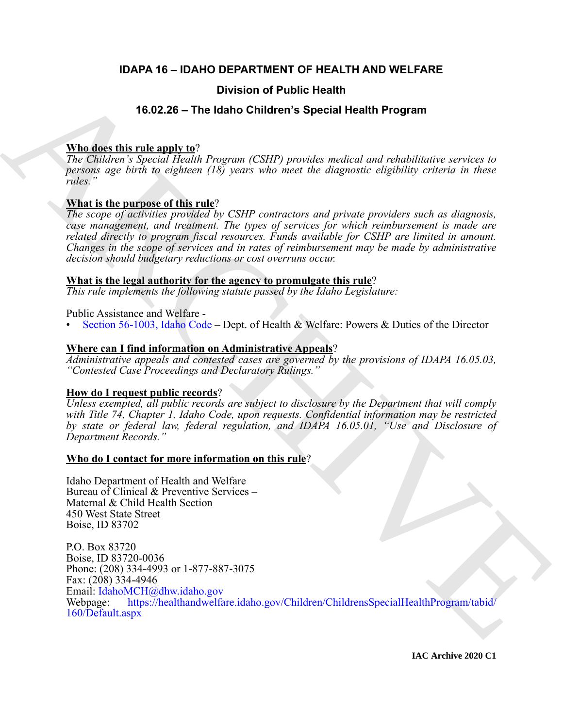# IDAPA 16 – IDAHO DEPARTMENT OF HEALTH AND WELFARE

## Division of Public Health

## 16.02.26 – The Idaho Children's Special Health Program

**Who does this rule apply to?**

*The Children's Special Health Program (CSHP) provides medical and rehabilitative services to persons age birth to eighteen (18) years who meet the diagnostic eligibility criteria in these rules."*

**What is the purpose of this rule?**

*The scope of activities provided by CSHP contractors and private providers such as diagnosis, case management, and treatment. The types of services for which reimbursement is made are related directly to program fiscal resources. Funds available for CSHP are limited in amount. Changes in the scope of services and in rates of reimbursement may be made by administrative decision should budgetary reductions or cost overruns occur.*

**What is the legal authority for the agency to promulgate this rule?**

*This rule implements the following statute passed by the Idaho Legislature:*

Public Assistance and Welfare -

- Section 56-1003, Idaho Code – Dept. of Health & Welfare: Powers & Duties of the Director

**Where can I find information on Administrative Appeals?**

*Administrative appeals and contested cases are governed by the provisions of IDAPA 16.05.03, "Contested Case Proceedings and Declaratory Rulings."*

**How do I request public records?**

*Unless exempted, all public records are subject to disclosure by the Department that will comply with Title 74, Chapter 1, Idaho Code, upon requests. Confidential information may be restricted by state or federal law, federal regulation, and IDAPA 16.05.01, "Use and Disclosure of Department Records."*

**Who do I contact for more information on this rule?**

Idaho Department of Health and Welfare
Bureau of Clinical & Preventive Services –
Maternal & Child Health Section
450 West State Street
Boise, ID 83702

P.O. Box 83720
Boise, ID 83720-0036
Phone: (208) 334-4993 or 1-877-887-3075
Fax: (208) 334-4946
Email: IdahoMCH@dhw.idaho.gov
Webpage: https://healthandwelfare.idaho.gov/Children/ChildrensSpecialHealthProgram/tabid/160/Default.aspx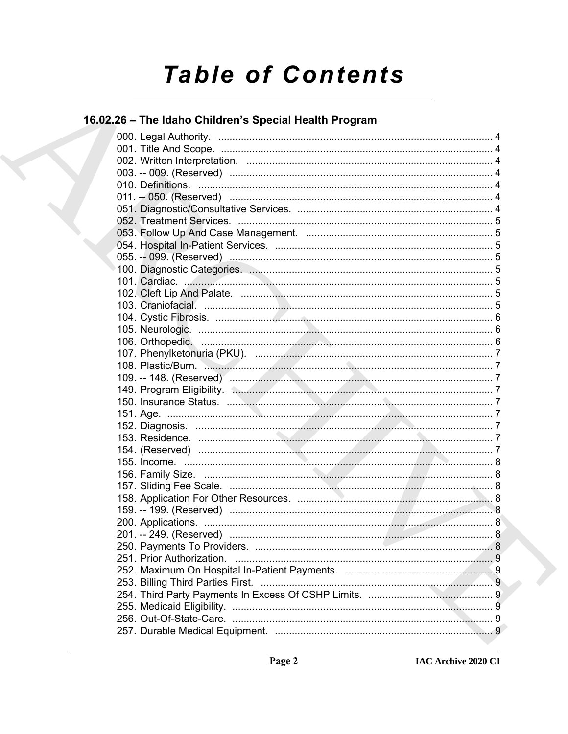# Table of Contents

## 16.02.26 – The Idaho Children's Special Health Program

000. Legal Authority. ..... 4
001. Title And Scope. ..... 4
002. Written Interpretation. ..... 4
003. -- 009. (Reserved) ..... 4
010. Definitions. ..... 4
011. -- 050. (Reserved) ..... 4
051. Diagnostic/Consultative Services. ..... 4
052. Treatment Services. ..... 5
053. Follow Up And Case Management. ..... 5
054. Hospital In-Patient Services. ..... 5
055. -- 099. (Reserved) ..... 5
100. Diagnostic Categories. ..... 5
101. Cardiac. ..... 5
102. Cleft Lip And Palate. ..... 5
103. Craniofacial. ..... 5
104. Cystic Fibrosis. ..... 6
105. Neurologic. ..... 6
106. Orthopedic. ..... 6
107. Phenylketonuria (PKU). ..... 7
108. Plastic/Burn. ..... 7
109. -- 148. (Reserved) ..... 7
149. Program Eligibility. ..... 7
150. Insurance Status. ..... 7
151. Age. ..... 7
152. Diagnosis. ..... 7
153. Residence. ..... 7
154. (Reserved) ..... 7
155. Income. ..... 8
156. Family Size. ..... 8
157. Sliding Fee Scale. ..... 8
158. Application For Other Resources. ..... 8
159. -- 199. (Reserved) ..... 8
200. Applications. ..... 8
201. -- 249. (Reserved) ..... 8
250. Payments To Providers. ..... 8
251. Prior Authorization. ..... 9
252. Maximum On Hospital In-Patient Payments. ..... 9
253. Billing Third Parties First. ..... 9
254. Third Party Payments In Excess Of CSHP Limits. ..... 9
255. Medicaid Eligibility. ..... 9
256. Out-Of-State-Care. ..... 9
257. Durable Medical Equipment. ..... 9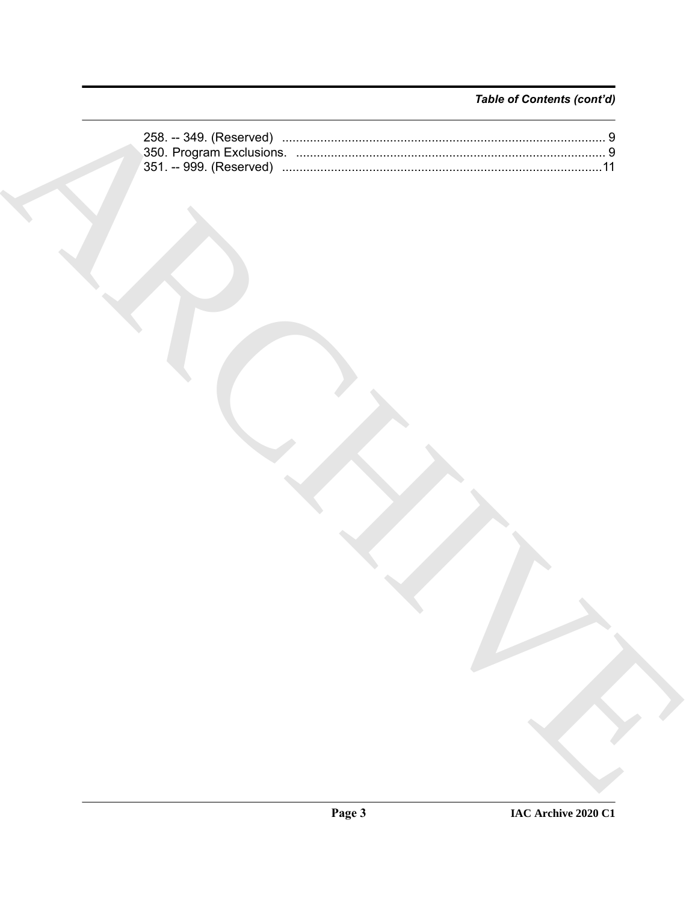*Table of Contents (cont'd)*

258. -- 349. (Reserved) ........................................................................................ 9
350. Program Exclusions. ........................................................................................ 9
351. -- 999. (Reserved) ........................................................................................11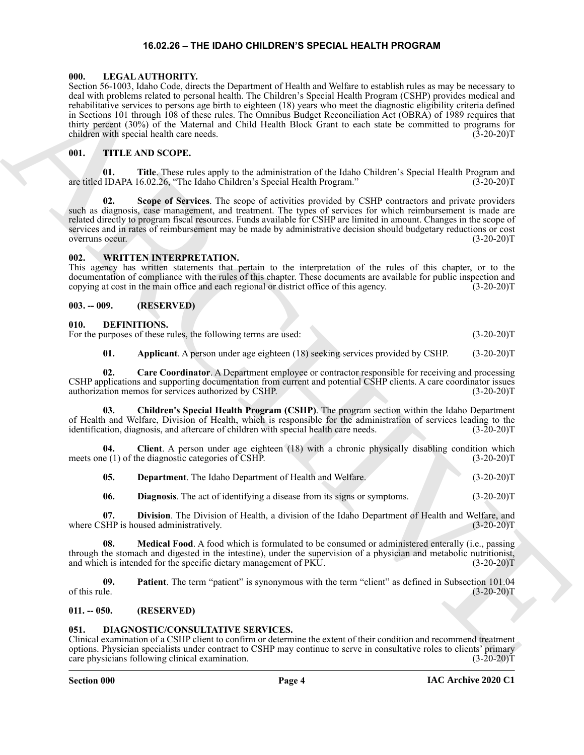# 16.02.26 – THE IDAHO CHILDREN'S SPECIAL HEALTH PROGRAM

## 000. LEGAL AUTHORITY.

Section 56-1003, Idaho Code, directs the Department of Health and Welfare to establish rules as may be necessary to deal with problems related to personal health. The Children's Special Health Program (CSHP) provides medical and rehabilitative services to persons age birth to eighteen (18) years who meet the diagnostic eligibility criteria defined in Sections 101 through 108 of these rules. The Omnibus Budget Reconciliation Act (OBRA) of 1989 requires that thirty percent (30%) of the Maternal and Child Health Block Grant to each state be committed to programs for children with special health care needs. (3-20-20)T

## 001. TITLE AND SCOPE.

**01. Title**. These rules apply to the administration of the Idaho Children's Special Health Program and are titled IDAPA 16.02.26, "The Idaho Children's Special Health Program." (3-20-20)T

**02. Scope of Services**. The scope of activities provided by CSHP contractors and private providers such as diagnosis, case management, and treatment. The types of services for which reimbursement is made are related directly to program fiscal resources. Funds available for CSHP are limited in amount. Changes in the scope of services and in rates of reimbursement may be made by administrative decision should budgetary reductions or cost overruns occur. (3-20-20)T

## 002. WRITTEN INTERPRETATION.

This agency has written statements that pertain to the interpretation of the rules of this chapter, or to the documentation of compliance with the rules of this chapter. These documents are available for public inspection and copying at cost in the main office and each regional or district office of this agency. (3-20-20)T

## 003. -- 009. (RESERVED)

## 010. DEFINITIONS.

For the purposes of these rules, the following terms are used: (3-20-20)T

**01. Applicant**. A person under age eighteen (18) seeking services provided by CSHP. (3-20-20)T

**02. Care Coordinator**. A Department employee or contractor responsible for receiving and processing CSHP applications and supporting documentation from current and potential CSHP clients. A care coordinator issues authorization memos for services authorized by CSHP. (3-20-20)T

**03. Children's Special Health Program (CSHP)**. The program section within the Idaho Department of Health and Welfare, Division of Health, which is responsible for the administration of services leading to the identification, diagnosis, and aftercare of children with special health care needs. (3-20-20)T

**04. Client**. A person under age eighteen (18) with a chronic physically disabling condition which meets one (1) of the diagnostic categories of CSHP. (3-20-20)T

**05. Department**. The Idaho Department of Health and Welfare. (3-20-20)T

**06. Diagnosis**. The act of identifying a disease from its signs or symptoms. (3-20-20)T

**07. Division**. The Division of Health, a division of the Idaho Department of Health and Welfare, and where CSHP is housed administratively. (3-20-20)T

**08. Medical Food**. A food which is formulated to be consumed or administered enterally (i.e., passing through the stomach and digested in the intestine), under the supervision of a physician and metabolic nutritionist, and which is intended for the specific dietary management of PKU. (3-20-20)T

**09. Patient**. The term "patient" is synonymous with the term "client" as defined in Subsection 101.04 of this rule. (3-20-20)T

## 011. -- 050. (RESERVED)

## 051. DIAGNOSTIC/CONSULTATIVE SERVICES.

Clinical examination of a CSHP client to confirm or determine the extent of their condition and recommend treatment options. Physician specialists under contract to CSHP may continue to serve in consultative roles to clients' primary care physicians following clinical examination. (3-20-20)T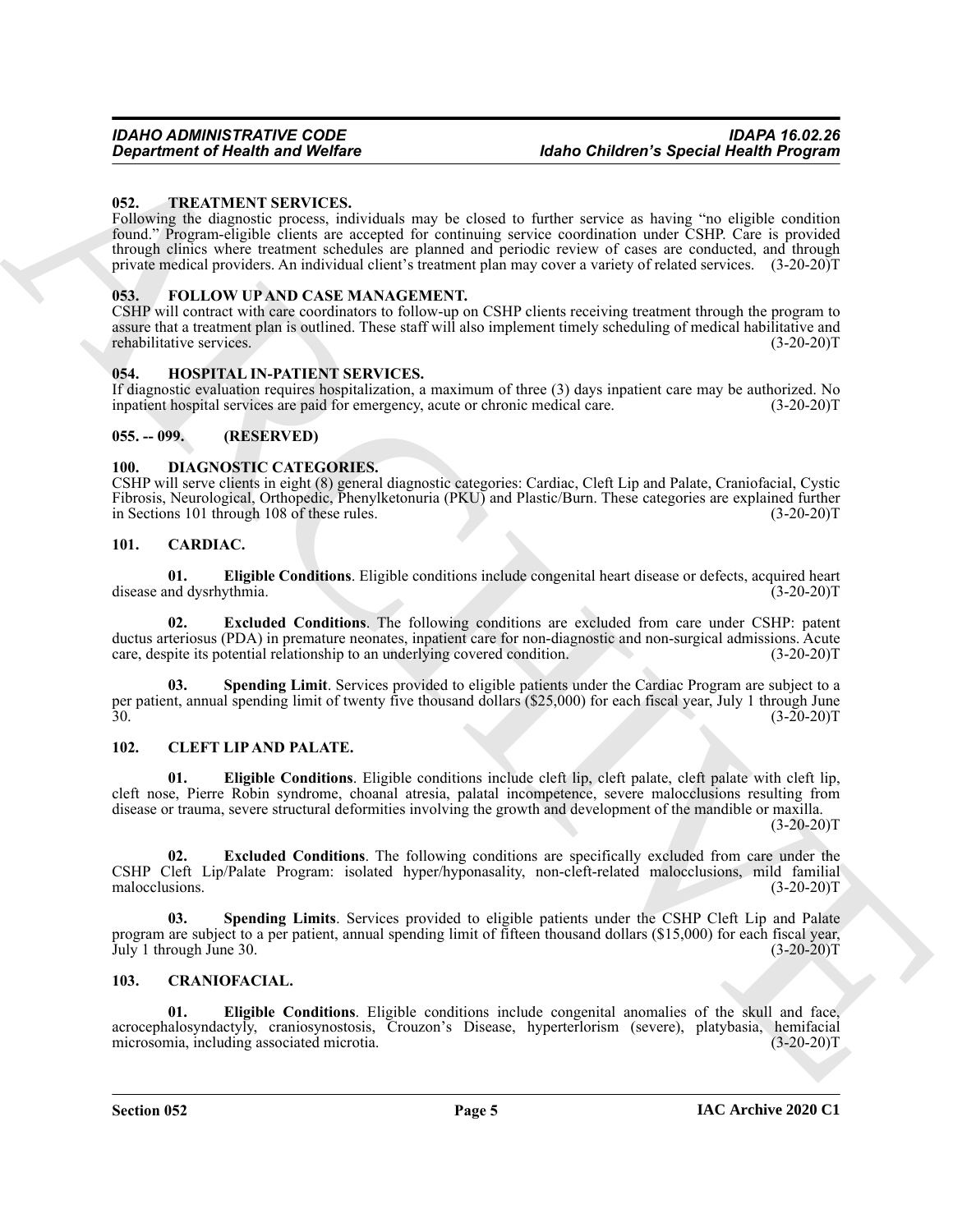### 052. TREATMENT SERVICES.

Following the diagnostic process, individuals may be closed to further service as having "no eligible condition found." Program-eligible clients are accepted for continuing service coordination under CSHP. Care is provided through clinics where treatment schedules are planned and periodic review of cases are conducted, and through private medical providers. An individual client's treatment plan may cover a variety of related services. (3-20-20)T

### 053. FOLLOW UP AND CASE MANAGEMENT.

CSHP will contract with care coordinators to follow-up on CSHP clients receiving treatment through the program to assure that a treatment plan is outlined. These staff will also implement timely scheduling of medical habilitative and rehabilitative services. (3-20-20)T

### 054. HOSPITAL IN-PATIENT SERVICES.

If diagnostic evaluation requires hospitalization, a maximum of three (3) days inpatient care may be authorized. No inpatient hospital services are paid for emergency, acute or chronic medical care. (3-20-20)T

### 055. -- 099. (RESERVED)

### 100. DIAGNOSTIC CATEGORIES.

CSHP will serve clients in eight (8) general diagnostic categories: Cardiac, Cleft Lip and Palate, Craniofacial, Cystic Fibrosis, Neurological, Orthopedic, Phenylketonuria (PKU) and Plastic/Burn. These categories are explained further in Sections 101 through 108 of these rules. (3-20-20)T

### 101. CARDIAC.

**01. Eligible Conditions**. Eligible conditions include congenital heart disease or defects, acquired heart disease and dysrhythmia. (3-20-20)T

**02. Excluded Conditions**. The following conditions are excluded from care under CSHP: patent ductus arteriosus (PDA) in premature neonates, inpatient care for non-diagnostic and non-surgical admissions. Acute care, despite its potential relationship to an underlying covered condition. (3-20-20)T

**03. Spending Limit**. Services provided to eligible patients under the Cardiac Program are subject to a per patient, annual spending limit of twenty five thousand dollars ($25,000) for each fiscal year, July 1 through June 30. (3-20-20)T

### 102. CLEFT LIP AND PALATE.

**01. Eligible Conditions**. Eligible conditions include cleft lip, cleft palate, cleft palate with cleft lip, cleft nose, Pierre Robin syndrome, choanal atresia, palatal incompetence, severe malocclusions resulting from disease or trauma, severe structural deformities involving the growth and development of the mandible or maxilla. (3-20-20)T

**02. Excluded Conditions**. The following conditions are specifically excluded from care under the CSHP Cleft Lip/Palate Program: isolated hyper/hyponasality, non-cleft-related malocclusions, mild familial malocclusions. (3-20-20)T

**03. Spending Limits**. Services provided to eligible patients under the CSHP Cleft Lip and Palate program are subject to a per patient, annual spending limit of fifteen thousand dollars ($15,000) for each fiscal year, July 1 through June 30. (3-20-20)T

### 103. CRANIOFACIAL.

**01. Eligible Conditions**. Eligible conditions include congenital anomalies of the skull and face, acrocephalosyndactyly, craniosynostosis, Crouzon's Disease, hyperterlorism (severe), platybasia, hemifacial microsomia, including associated microtia. (3-20-20)T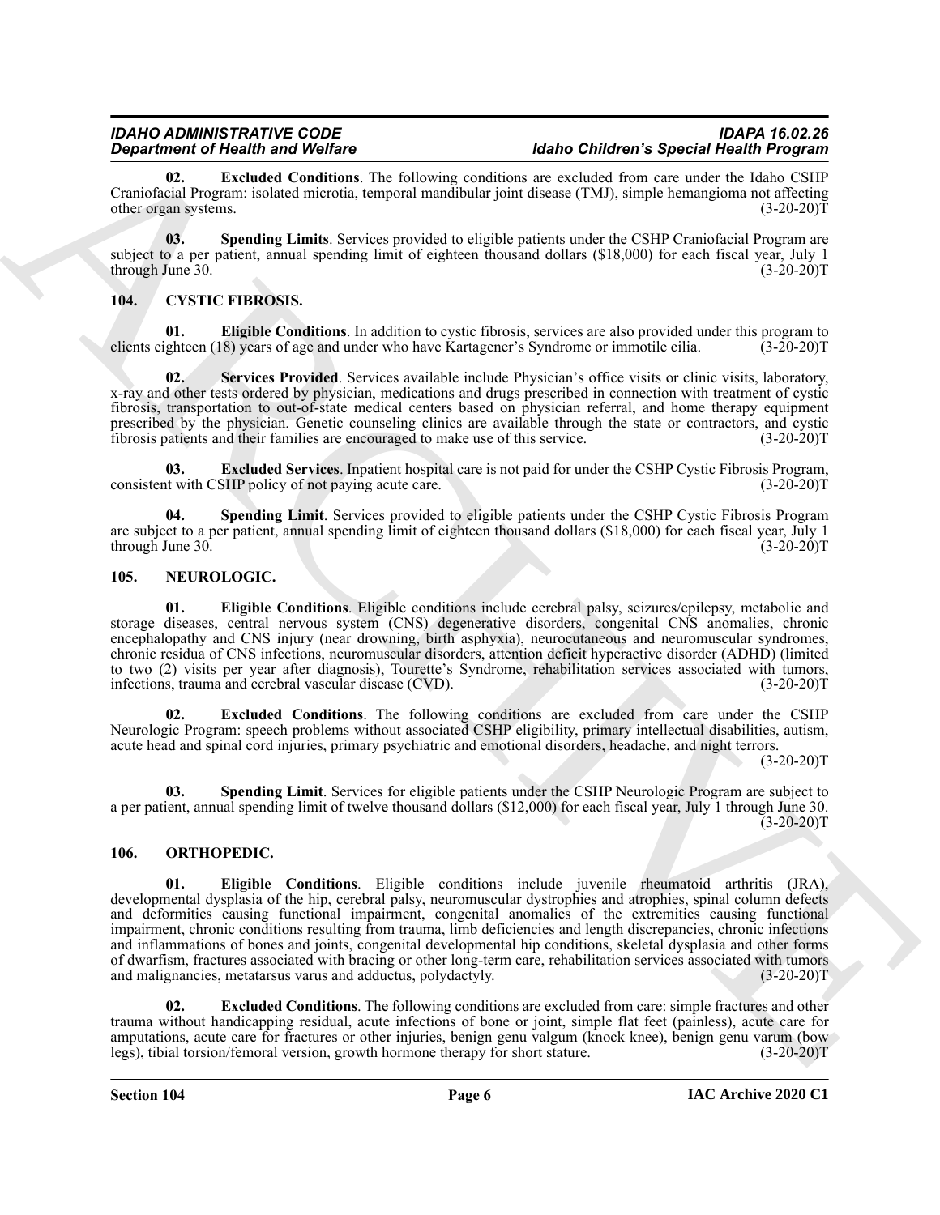**02. Excluded Conditions**. The following conditions are excluded from care under the Idaho CSHP Craniofacial Program: isolated microtia, temporal mandibular joint disease (TMJ), simple hemangioma not affecting other organ systems. (3-20-20)T

**03. Spending Limits**. Services provided to eligible patients under the CSHP Craniofacial Program are subject to a per patient, annual spending limit of eighteen thousand dollars ($18,000) for each fiscal year, July 1 through June 30. (3-20-20)T

## 104. CYSTIC FIBROSIS.

**01. Eligible Conditions**. In addition to cystic fibrosis, services are also provided under this program to clients eighteen (18) years of age and under who have Kartagener's Syndrome or immotile cilia. (3-20-20)T

**02. Services Provided**. Services available include Physician's office visits or clinic visits, laboratory, x-ray and other tests ordered by physician, medications and drugs prescribed in connection with treatment of cystic fibrosis, transportation to out-of-state medical centers based on physician referral, and home therapy equipment prescribed by the physician. Genetic counseling clinics are available through the state or contractors, and cystic fibrosis patients and their families are encouraged to make use of this service. (3-20-20)T

**03. Excluded Services**. Inpatient hospital care is not paid for under the CSHP Cystic Fibrosis Program, consistent with CSHP policy of not paying acute care. (3-20-20)T

**04. Spending Limit**. Services provided to eligible patients under the CSHP Cystic Fibrosis Program are subject to a per patient, annual spending limit of eighteen thousand dollars ($18,000) for each fiscal year, July 1 through June 30. (3-20-20)T

## 105. NEUROLOGIC.

**01. Eligible Conditions**. Eligible conditions include cerebral palsy, seizures/epilepsy, metabolic and storage diseases, central nervous system (CNS) degenerative disorders, congenital CNS anomalies, chronic encephalopathy and CNS injury (near drowning, birth asphyxia), neurocutaneous and neuromuscular syndromes, chronic residua of CNS infections, neuromuscular disorders, attention deficit hyperactive disorder (ADHD) (limited to two (2) visits per year after diagnosis), Tourette's Syndrome, rehabilitation services associated with tumors, infections, trauma and cerebral vascular disease (CVD). (3-20-20)T

**02. Excluded Conditions**. The following conditions are excluded from care under the CSHP Neurologic Program: speech problems without associated CSHP eligibility, primary intellectual disabilities, autism, acute head and spinal cord injuries, primary psychiatric and emotional disorders, headache, and night terrors. (3-20-20)T

**03. Spending Limit**. Services for eligible patients under the CSHP Neurologic Program are subject to a per patient, annual spending limit of twelve thousand dollars ($12,000) for each fiscal year, July 1 through June 30. (3-20-20)T

## 106. ORTHOPEDIC.

**01. Eligible Conditions**. Eligible conditions include juvenile rheumatoid arthritis (JRA), developmental dysplasia of the hip, cerebral palsy, neuromuscular dystrophies and atrophies, spinal column defects and deformities causing functional impairment, congenital anomalies of the extremities causing functional impairment, chronic conditions resulting from trauma, limb deficiencies and length discrepancies, chronic infections and inflammations of bones and joints, congenital developmental hip conditions, skeletal dysplasia and other forms of dwarfism, fractures associated with bracing or other long-term care, rehabilitation services associated with tumors and malignancies, metatarsus varus and adductus, polydactyly. (3-20-20)T

**02. Excluded Conditions**. The following conditions are excluded from care: simple fractures and other trauma without handicapping residual, acute infections of bone or joint, simple flat feet (painless), acute care for amputations, acute care for fractures or other injuries, benign genu valgum (knock knee), benign genu varum (bow legs), tibial torsion/femoral version, growth hormone therapy for short stature. (3-20-20)T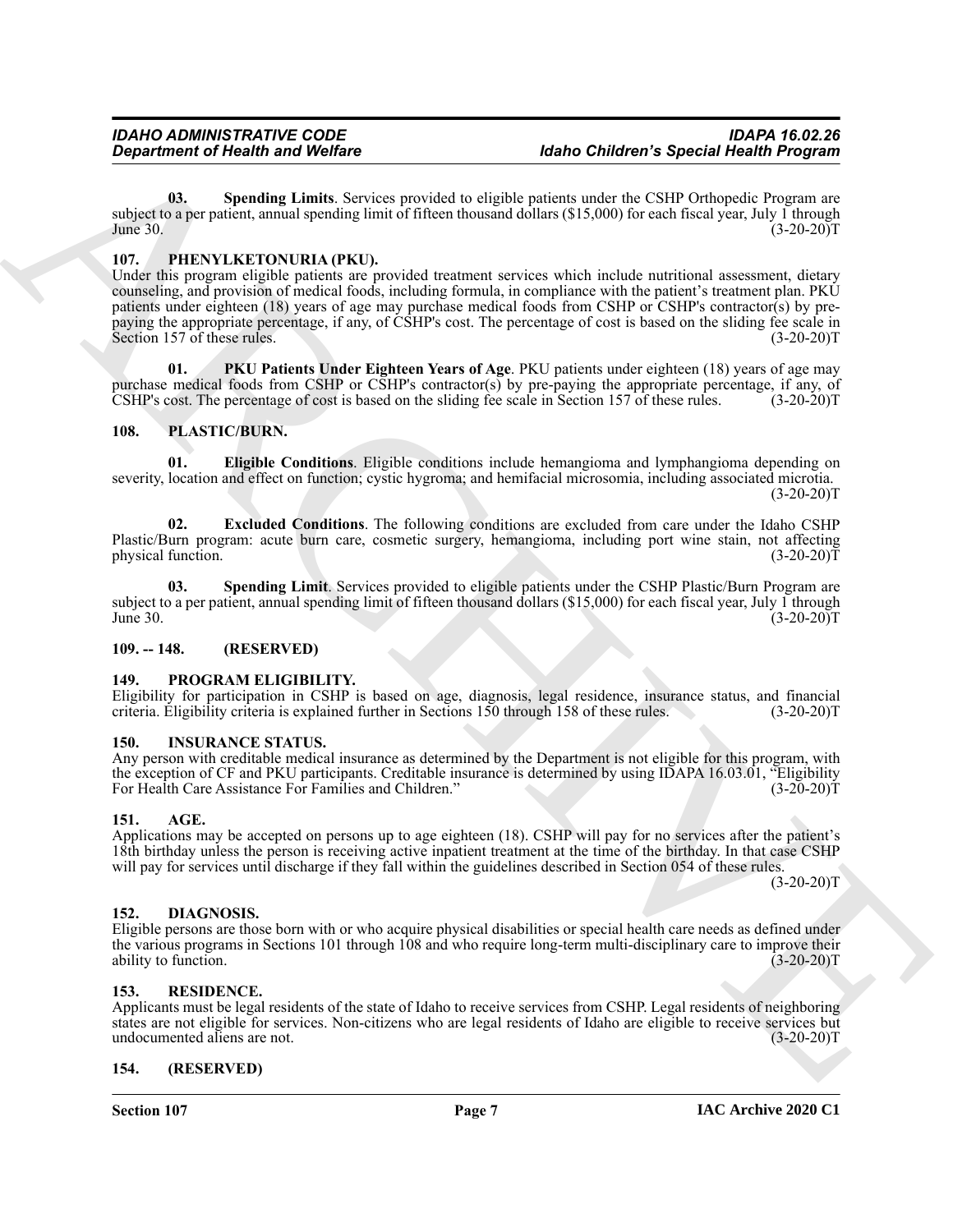**03. Spending Limits**. Services provided to eligible patients under the CSHP Orthopedic Program are subject to a per patient, annual spending limit of fifteen thousand dollars ($15,000) for each fiscal year, July 1 through June 30. (3-20-20)T

## 107. PHENYLKETONURIA (PKU).

Under this program eligible patients are provided treatment services which include nutritional assessment, dietary counseling, and provision of medical foods, including formula, in compliance with the patient's treatment plan. PKU patients under eighteen (18) years of age may purchase medical foods from CSHP or CSHP's contractor(s) by pre-paying the appropriate percentage, if any, of CSHP's cost. The percentage of cost is based on the sliding fee scale in Section 157 of these rules. (3-20-20)T

**01. PKU Patients Under Eighteen Years of Age**. PKU patients under eighteen (18) years of age may purchase medical foods from CSHP or CSHP's contractor(s) by pre-paying the appropriate percentage, if any, of CSHP's cost. The percentage of cost is based on the sliding fee scale in Section 157 of these rules. (3-20-20)T

## 108. PLASTIC/BURN.

**01. Eligible Conditions**. Eligible conditions include hemangioma and lymphangioma depending on severity, location and effect on function; cystic hygroma; and hemifacial microsomia, including associated microtia. (3-20-20)T

**02. Excluded Conditions**. The following conditions are excluded from care under the Idaho CSHP Plastic/Burn program: acute burn care, cosmetic surgery, hemangioma, including port wine stain, not affecting physical function. (3-20-20)T

**03. Spending Limit**. Services provided to eligible patients under the CSHP Plastic/Burn Program are subject to a per patient, annual spending limit of fifteen thousand dollars ($15,000) for each fiscal year, July 1 through June 30. (3-20-20)T

## 109. -- 148. (RESERVED)

## 149. PROGRAM ELIGIBILITY.

Eligibility for participation in CSHP is based on age, diagnosis, legal residence, insurance status, and financial criteria. Eligibility criteria is explained further in Sections 150 through 158 of these rules. (3-20-20)T

## 150. INSURANCE STATUS.

Any person with creditable medical insurance as determined by the Department is not eligible for this program, with the exception of CF and PKU participants. Creditable insurance is determined by using IDAPA 16.03.01, "Eligibility For Health Care Assistance For Families and Children." (3-20-20)T

## 151. AGE.

Applications may be accepted on persons up to age eighteen (18). CSHP will pay for no services after the patient's 18th birthday unless the person is receiving active inpatient treatment at the time of the birthday. In that case CSHP will pay for services until discharge if they fall within the guidelines described in Section 054 of these rules. (3-20-20)T

## 152. DIAGNOSIS.

Eligible persons are those born with or who acquire physical disabilities or special health care needs as defined under the various programs in Sections 101 through 108 and who require long-term multi-disciplinary care to improve their ability to function. (3-20-20)T

## 153. RESIDENCE.

Applicants must be legal residents of the state of Idaho to receive services from CSHP. Legal residents of neighboring states are not eligible for services. Non-citizens who are legal residents of Idaho are eligible to receive services but undocumented aliens are not. (3-20-20)T

## 154. (RESERVED)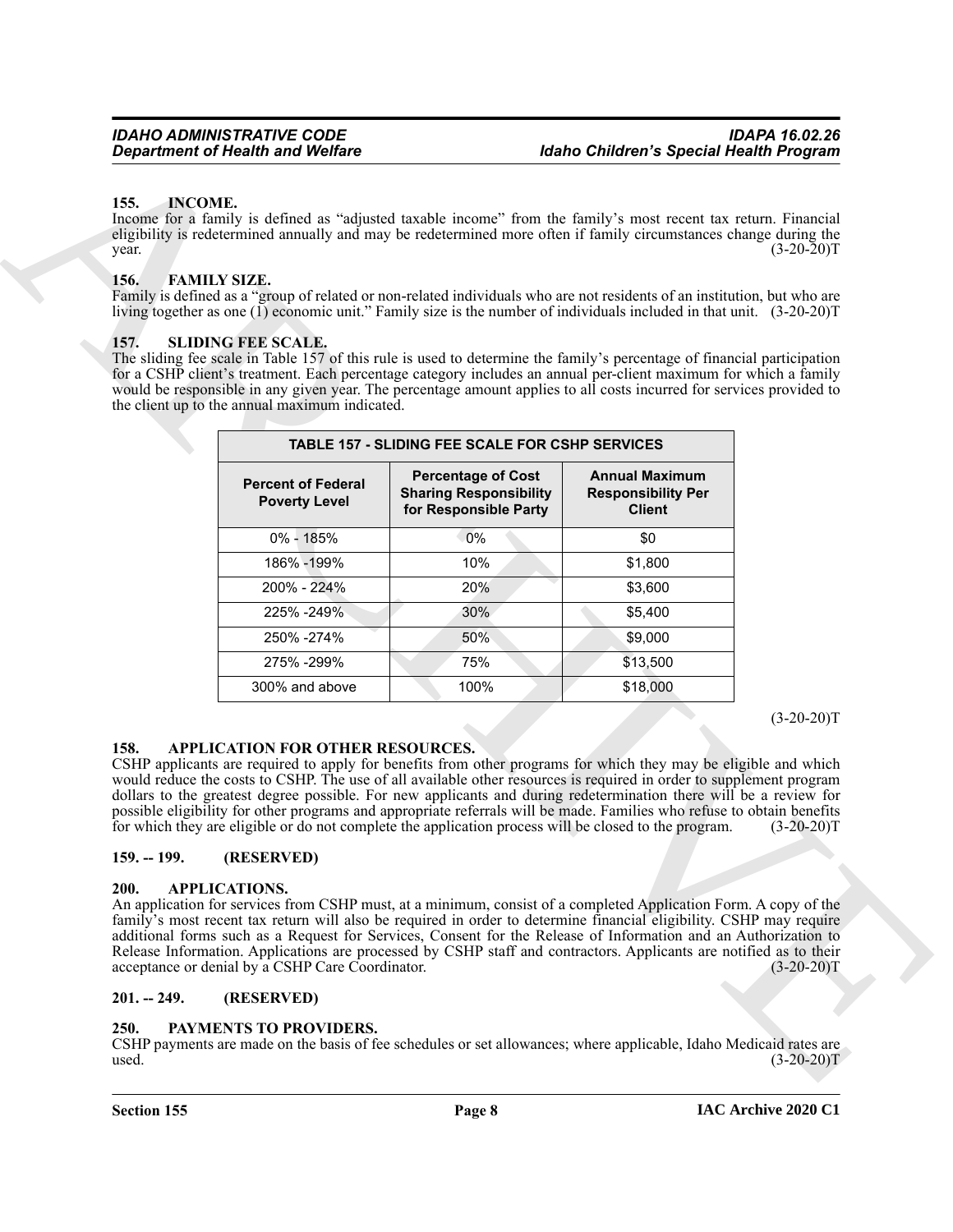## 155. INCOME.

Income for a family is defined as "adjusted taxable income" from the family's most recent tax return. Financial eligibility is redetermined annually and may be redetermined more often if family circumstances change during the year. (3-20-20)T

## 156. FAMILY SIZE.

Family is defined as a "group of related or non-related individuals who are not residents of an institution, but who are living together as one (1) economic unit." Family size is the number of individuals included in that unit. (3-20-20)T

## 157. SLIDING FEE SCALE.

The sliding fee scale in Table 157 of this rule is used to determine the family's percentage of financial participation for a CSHP client's treatment. Each percentage category includes an annual per-client maximum for which a family would be responsible in any given year. The percentage amount applies to all costs incurred for services provided to the client up to the annual maximum indicated.

**TABLE 157 - SLIDING FEE SCALE FOR CSHP SERVICES**

| Percent of Federal Poverty Level | Percentage of Cost Sharing Responsibility for Responsible Party | Annual Maximum Responsibility Per Client |
|---|---|---|
| 0% - 185% | 0% | $0 |
| 186% -199% | 10% | $1,800 |
| 200% - 224% | 20% | $3,600 |
| 225% -249% | 30% | $5,400 |
| 250% -274% | 50% | $9,000 |
| 275% -299% | 75% | $13,500 |
| 300% and above | 100% | $18,000 |

(3-20-20)T

## 158. APPLICATION FOR OTHER RESOURCES.

CSHP applicants are required to apply for benefits from other programs for which they may be eligible and which would reduce the costs to CSHP. The use of all available other resources is required in order to supplement program dollars to the greatest degree possible. For new applicants and during redetermination there will be a review for possible eligibility for other programs and appropriate referrals will be made. Families who refuse to obtain benefits for which they are eligible or do not complete the application process will be closed to the program. (3-20-20)T

## 159. -- 199. (RESERVED)

## 200. APPLICATIONS.

An application for services from CSHP must, at a minimum, consist of a completed Application Form. A copy of the family's most recent tax return will also be required in order to determine financial eligibility. CSHP may require additional forms such as a Request for Services, Consent for the Release of Information and an Authorization to Release Information. Applications are processed by CSHP staff and contractors. Applicants are notified as to their acceptance or denial by a CSHP Care Coordinator. (3-20-20)T

## 201. -- 249. (RESERVED)

## 250. PAYMENTS TO PROVIDERS.

CSHP payments are made on the basis of fee schedules or set allowances; where applicable, Idaho Medicaid rates are used. (3-20-20)T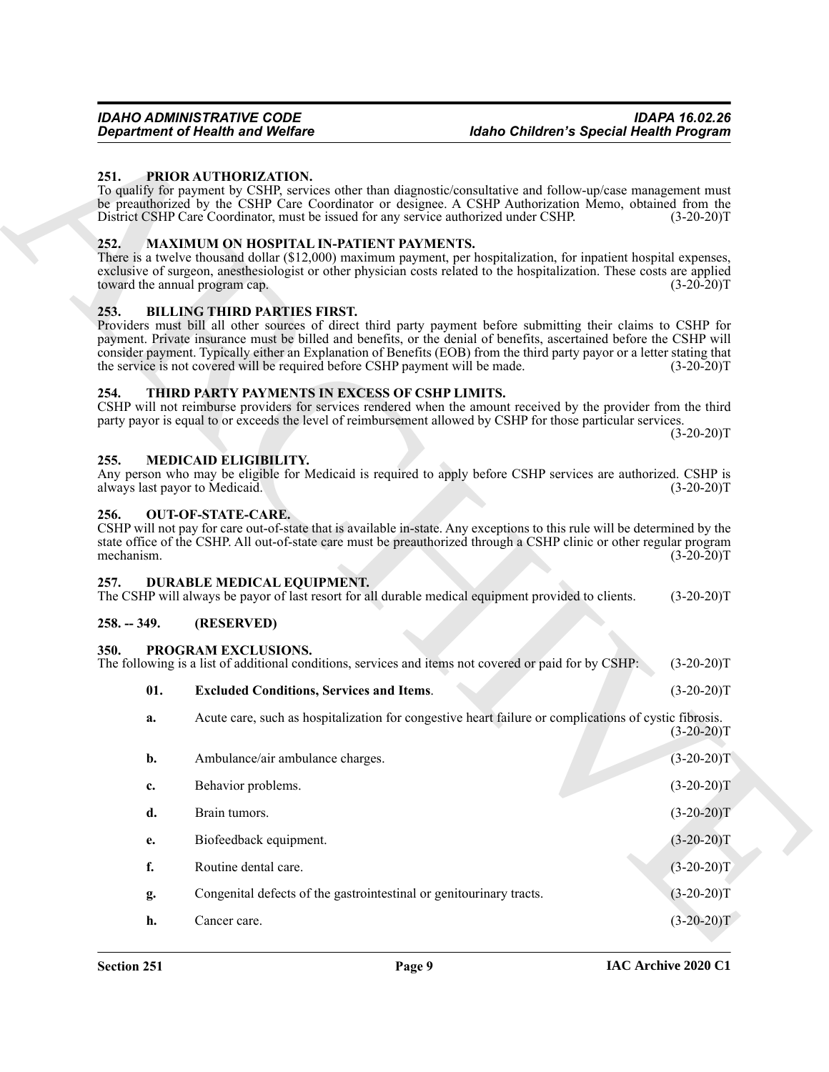### 251. PRIOR AUTHORIZATION.

To qualify for payment by CSHP, services other than diagnostic/consultative and follow-up/case management must be preauthorized by the CSHP Care Coordinator or designee. A CSHP Authorization Memo, obtained from the District CSHP Care Coordinator, must be issued for any service authorized under CSHP. (3-20-20)T

### 252. MAXIMUM ON HOSPITAL IN-PATIENT PAYMENTS.

There is a twelve thousand dollar ($12,000) maximum payment, per hospitalization, for inpatient hospital expenses, exclusive of surgeon, anesthesiologist or other physician costs related to the hospitalization. These costs are applied toward the annual program cap. (3-20-20)T

### 253. BILLING THIRD PARTIES FIRST.

Providers must bill all other sources of direct third party payment before submitting their claims to CSHP for payment. Private insurance must be billed and benefits, or the denial of benefits, ascertained before the CSHP will consider payment. Typically either an Explanation of Benefits (EOB) from the third party payor or a letter stating that the service is not covered will be required before CSHP payment will be made. (3-20-20)T

### 254. THIRD PARTY PAYMENTS IN EXCESS OF CSHP LIMITS.

CSHP will not reimburse providers for services rendered when the amount received by the provider from the third party payor is equal to or exceeds the level of reimbursement allowed by CSHP for those particular services. (3-20-20)T

### 255. MEDICAID ELIGIBILITY.

Any person who may be eligible for Medicaid is required to apply before CSHP services are authorized. CSHP is always last payor to Medicaid. (3-20-20)T

### 256. OUT-OF-STATE-CARE.

CSHP will not pay for care out-of-state that is available in-state. Any exceptions to this rule will be determined by the state office of the CSHP. All out-of-state care must be preauthorized through a CSHP clinic or other regular program mechanism. (3-20-20)T

### 257. DURABLE MEDICAL EQUIPMENT.

The CSHP will always be payor of last resort for all durable medical equipment provided to clients. (3-20-20)T

### 258. -- 349. (RESERVED)

### 350. PROGRAM EXCLUSIONS.

The following is a list of additional conditions, services and items not covered or paid for by CSHP: (3-20-20)T

**01. Excluded Conditions, Services and Items**. (3-20-20)T

**a.** Acute care, such as hospitalization for congestive heart failure or complications of cystic fibrosis. (3-20-20)T

**b.** Ambulance/air ambulance charges. (3-20-20)T

**c.** Behavior problems. (3-20-20)T

**d.** Brain tumors. (3-20-20)T

**e.** Biofeedback equipment. (3-20-20)T

**f.** Routine dental care. (3-20-20)T

**g.** Congenital defects of the gastrointestinal or genitourinary tracts. (3-20-20)T

**h.** Cancer care. (3-20-20)T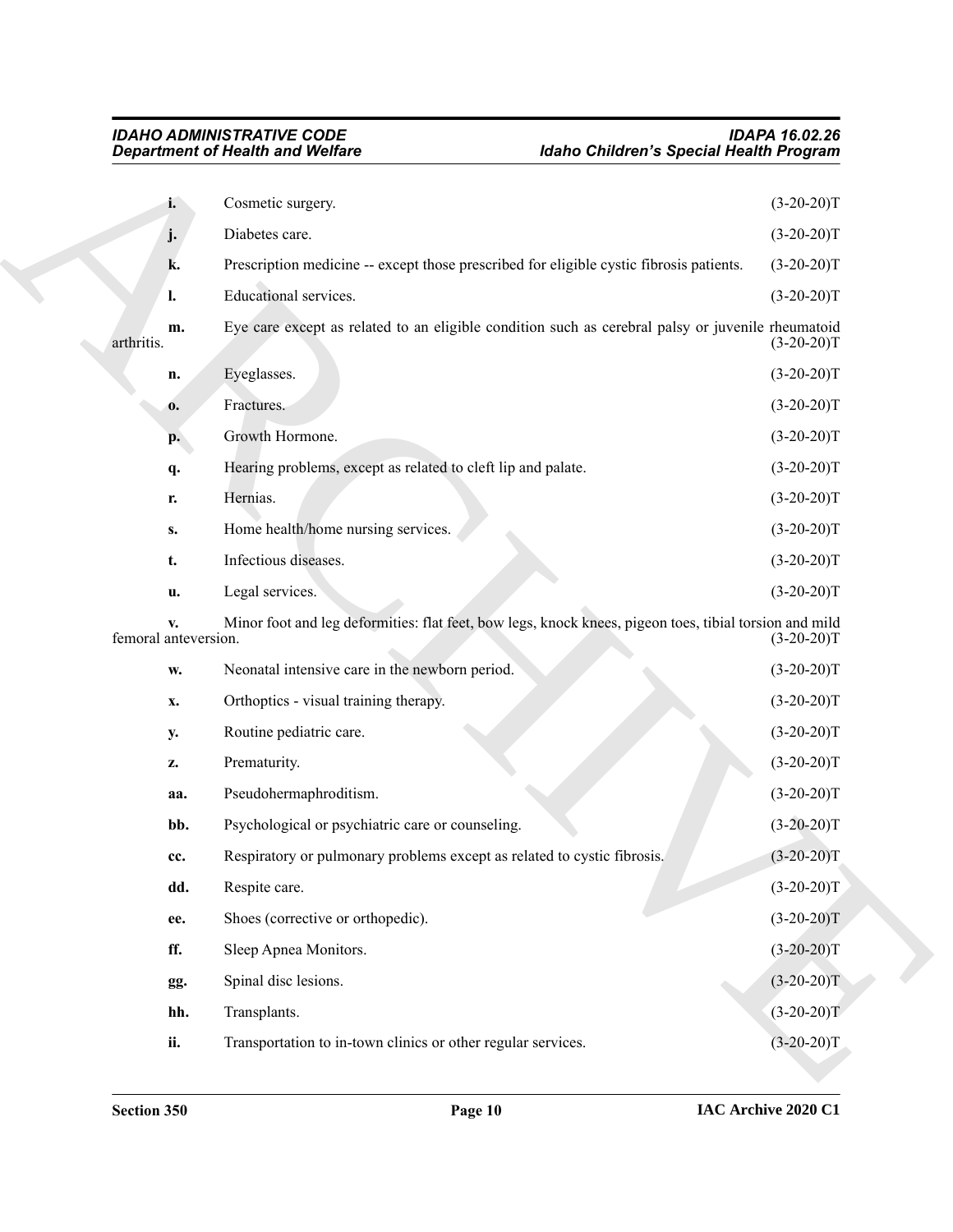**i.** Cosmetic surgery. (3-20-20)T

**j.** Diabetes care. (3-20-20)T

**k.** Prescription medicine -- except those prescribed for eligible cystic fibrosis patients. (3-20-20)T

**l.** Educational services. (3-20-20)T

**m.** Eye care except as related to an eligible condition such as cerebral palsy or juvenile rheumatoid arthritis. (3-20-20)T

**n.** Eyeglasses. (3-20-20)T

**o.** Fractures. (3-20-20)T

**p.** Growth Hormone. (3-20-20)T

**q.** Hearing problems, except as related to cleft lip and palate. (3-20-20)T

**r.** Hernias. (3-20-20)T

**s.** Home health/home nursing services. (3-20-20)T

**t.** Infectious diseases. (3-20-20)T

**u.** Legal services. (3-20-20)T

**v.** Minor foot and leg deformities: flat feet, bow legs, knock knees, pigeon toes, tibial torsion and mild femoral anteversion. (3-20-20)T

**w.** Neonatal intensive care in the newborn period. (3-20-20)T

**x.** Orthoptics - visual training therapy. (3-20-20)T

**y.** Routine pediatric care. (3-20-20)T

**z.** Prematurity. (3-20-20)T

**aa.** Pseudohermaphroditism. (3-20-20)T

**bb.** Psychological or psychiatric care or counseling. (3-20-20)T

**cc.** Respiratory or pulmonary problems except as related to cystic fibrosis. (3-20-20)T

**dd.** Respite care. (3-20-20)T

**ee.** Shoes (corrective or orthopedic). (3-20-20)T

**ff.** Sleep Apnea Monitors. (3-20-20)T

**gg.** Spinal disc lesions. (3-20-20)T

**hh.** Transplants. (3-20-20)T

**ii.** Transportation to in-town clinics or other regular services. (3-20-20)T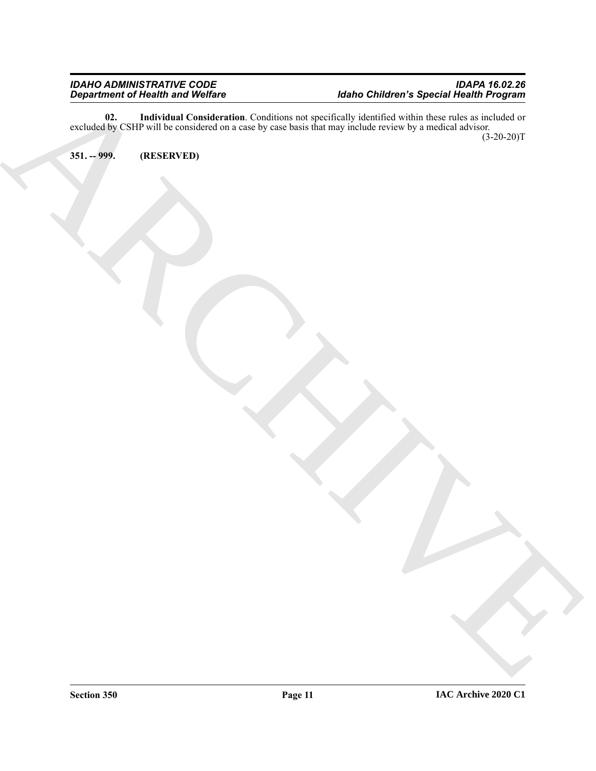**02. Individual Consideration**. Conditions not specifically identified within these rules as included or excluded by CSHP will be considered on a case by case basis that may include review by a medical advisor. (3-20-20)T

**351. -- 999. (RESERVED)**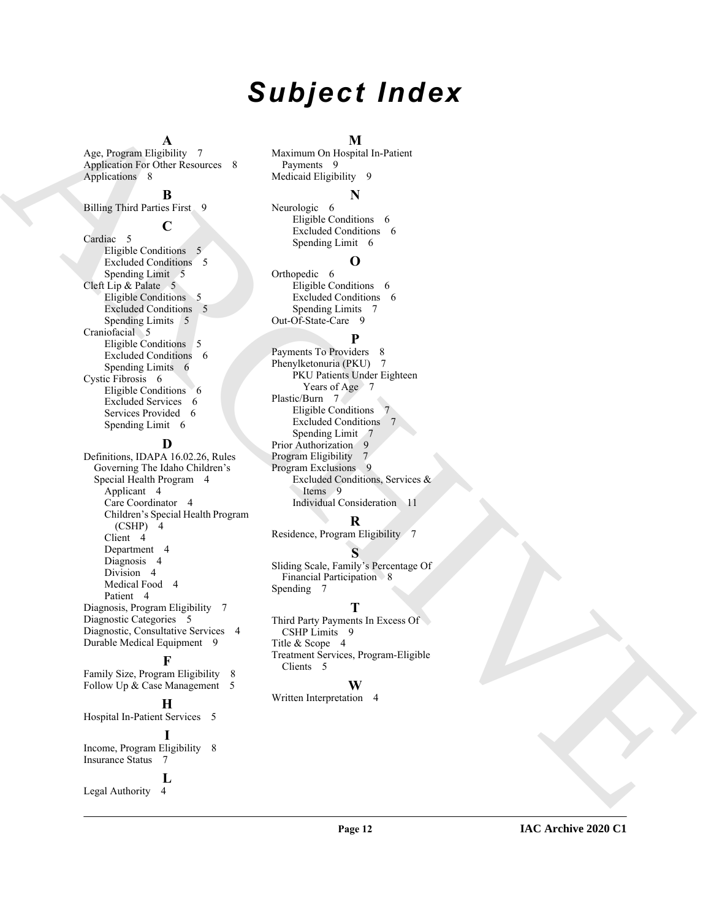# Subject Index

**A**

Age, Program Eligibility 7
Application For Other Resources 8
Applications 8

**B**

Billing Third Parties First 9

**C**

Cardiac 5
- Eligible Conditions 5
- Excluded Conditions 5
- Spending Limit 5

Cleft Lip & Palate 5
- Eligible Conditions 5
- Excluded Conditions 5
- Spending Limits 5

Craniofacial 5
- Eligible Conditions 5
- Excluded Conditions 6
- Spending Limits 6

Cystic Fibrosis 6
- Eligible Conditions 6
- Excluded Services 6
- Services Provided 6
- Spending Limit 6

**D**

Definitions, IDAPA 16.02.26, Rules Governing The Idaho Children's Special Health Program 4
- Applicant 4
- Care Coordinator 4
- Children's Special Health Program (CSHP) 4
- Client 4
- Department 4
- Diagnosis 4
- Division 4
- Medical Food 4
- Patient 4

Diagnosis, Program Eligibility 7
Diagnostic Categories 5
Diagnostic, Consultative Services 4
Durable Medical Equipment 9

**F**

Family Size, Program Eligibility 8
Follow Up & Case Management 5

**H**

Hospital In-Patient Services 5

**I**

Income, Program Eligibility 8
Insurance Status 7

**L**

Legal Authority 4

**M**

Maximum On Hospital In-Patient Payments 9
Medicaid Eligibility 9

**N**

Neurologic 6
- Eligible Conditions 6
- Excluded Conditions 6
- Spending Limit 6

**O**

Orthopedic 6
- Eligible Conditions 6
- Excluded Conditions 6
- Spending Limits 7

Out-Of-State-Care 9

**P**

Payments To Providers 8
Phenylketonuria (PKU) 7
- PKU Patients Under Eighteen Years of Age 7

Plastic/Burn 7
- Eligible Conditions 7
- Excluded Conditions 7
- Spending Limit 7

Prior Authorization 9
Program Eligibility 7
Program Exclusions 9
- Excluded Conditions, Services & Items 9
- Individual Consideration 11

**R**

Residence, Program Eligibility 7

**S**

Sliding Scale, Family's Percentage Of Financial Participation 8
Spending 7

**T**

Third Party Payments In Excess Of CSHP Limits 9
Title & Scope 4
Treatment Services, Program-Eligible Clients 5

**W**

Written Interpretation 4